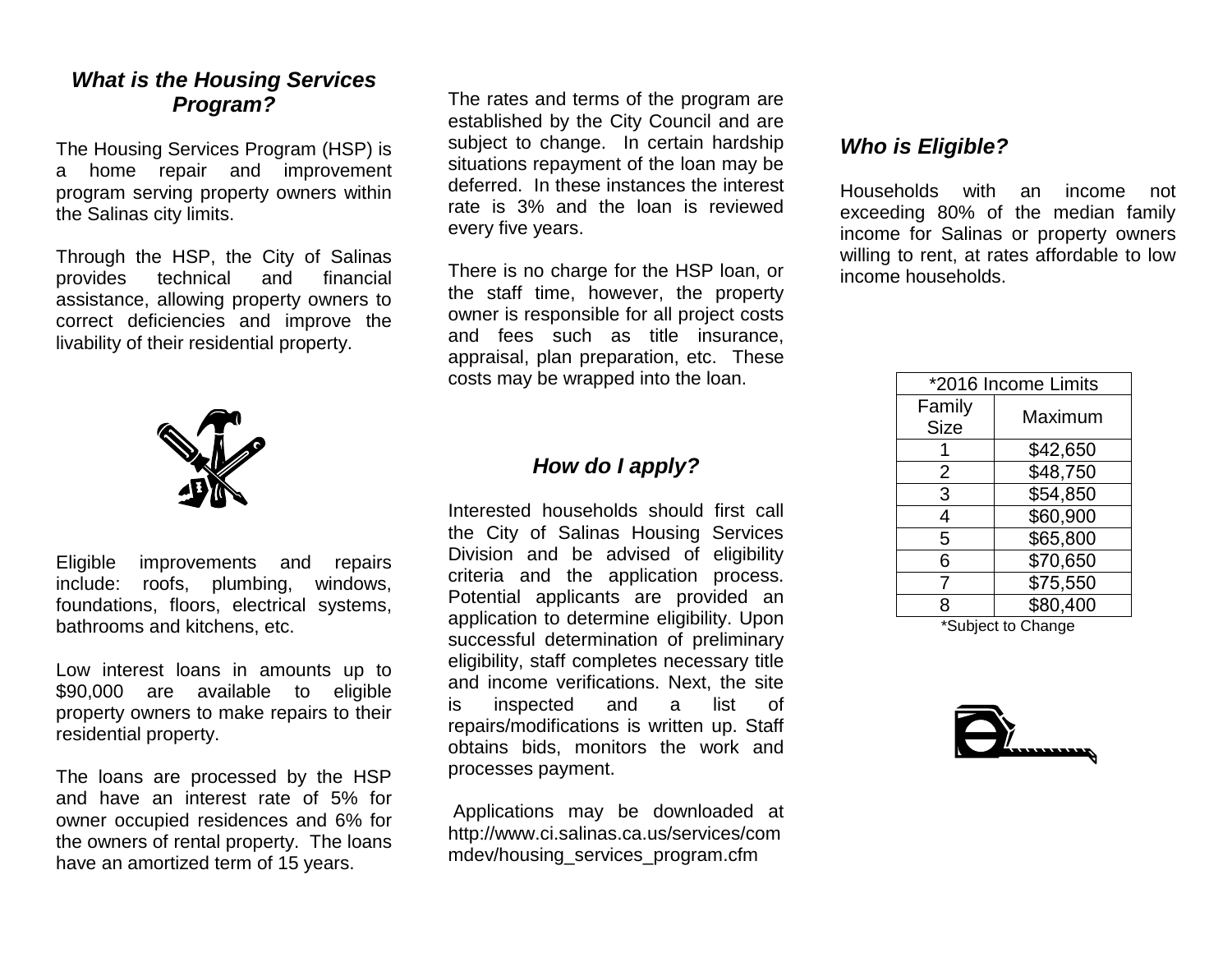## *What is the Housing Services Program?*

The Housing Services Program (HSP) is a home repair and improvement program serving property owners within the Salinas city limits.

Through the HSP, the City of Salinas provides technical and financial assistance, allowing property owners to correct deficiencies and improve the livability of their residential property.

Eligible improvements and repairs include: roofs, plumbing, windows, foundations, floors, electrical systems, bathrooms and kitchens, etc.

Low interest loans in amounts up to $90,000 are available to eligible property owners to make repairs to their residential property.

The loans are processed by the HSP and have an interest rate of 5% for owner occupied residences and 6% for the owners of rental property. The loans have an amortized term of 15 years.

The rates and terms of the program are established by the City Council and are subject to change. In certain hardship situations repayment of the loan may be deferred. In these instances the interest rate is 3% and the loan is reviewed every five years.

There is no charge for the HSP loan, or the staff time, however, the property owner is responsible for all project costs and fees such as title insurance, appraisal, plan preparation, etc. These costs may be wrapped into the loan.

## *How do I apply?*

Interested households should first call the City of Salinas Housing Services Division and be advised of eligibility criteria and the application process. Potential applicants are provided an application to determine eligibility. Upon successful determination of preliminary eligibility, staff completes necessary title and income verifications. Next, the site is inspected and a list of repairs/modifications is written up. Staff obtains bids, monitors the work and processes payment.

Applications may be downloaded at http://www.ci.salinas.ca.us/services/commdev/housing_services_program.cfm

## *Who is Eligible?*

Households with an income not exceeding 80% of the median family income for Salinas or property owners willing to rent, at rates affordable to low income households.

| *2016 Income Limits | |
|---|---|
| Family Size | Maximum |
| 1 | $42,650 |
| 2 | $48,750 |
| 3 | $54,850 |
| 4 | $60,900 |
| 5 | $65,800 |
| 6 | $70,650 |
| 7 | $75,550 |
| 8 | $80,400 |

*Subject to Change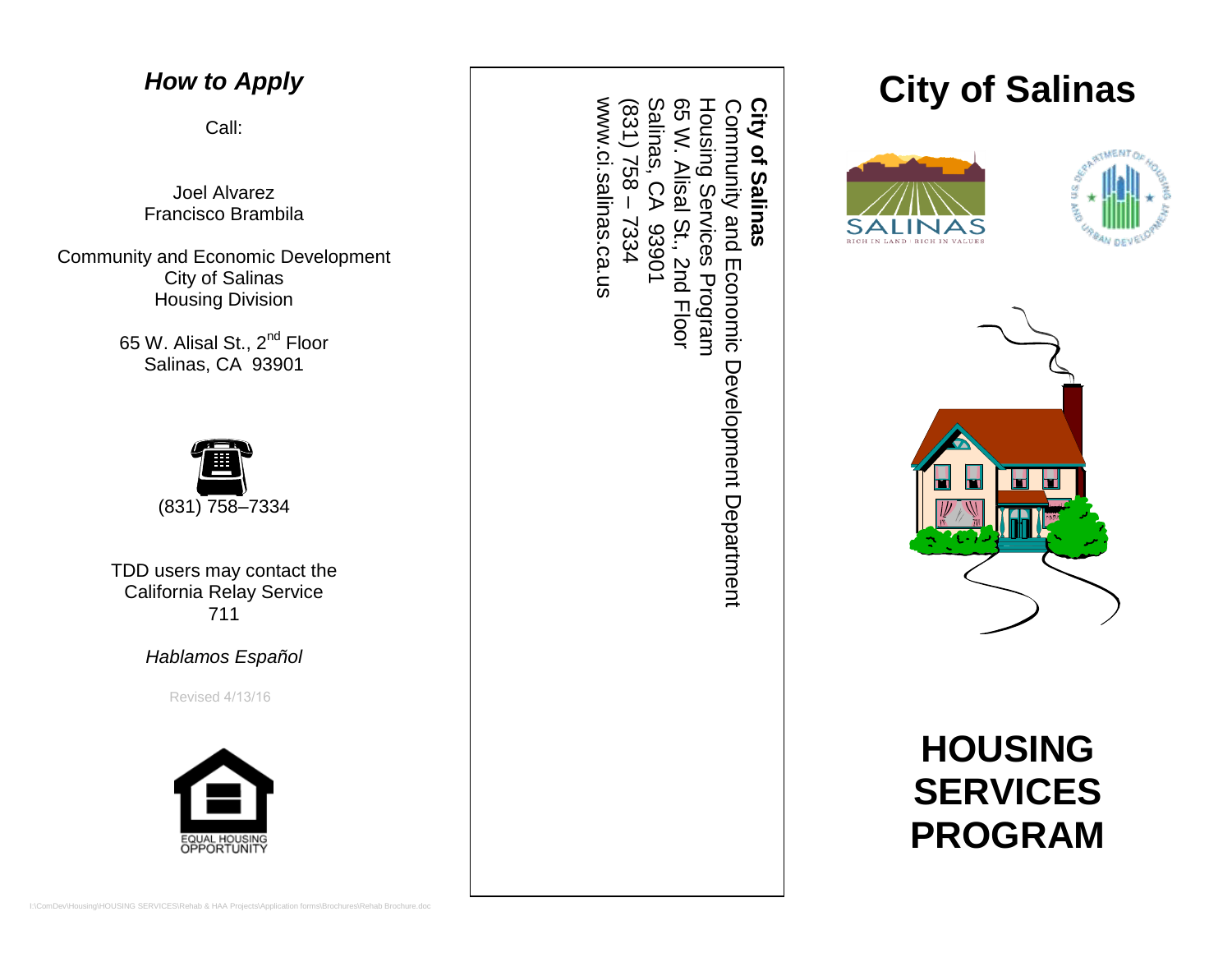## *How to Apply*

Call:

Joel Alvarez
Francisco Brambila

Community and Economic Development
City of Salinas
Housing Division

65 W. Alisal St., 2nd Floor
Salinas, CA 93901

(831) 758–7334

TDD users may contact the California Relay Service
711

*Hablamos Español*

Revised 4/13/16

EQUAL HOUSING OPPORTUNITY

**City of Salinas**
Community and Economic Development Department
Housing Services Program
65 W. Alisal St., 2nd Floor
Salinas, CA 93901
(831) 758 – 7334
www.ci.salinas.ca.us

# City of Salinas

SALINAS
RICH IN LAND | RICH IN VALUES

# HOUSING SERVICES PROGRAM